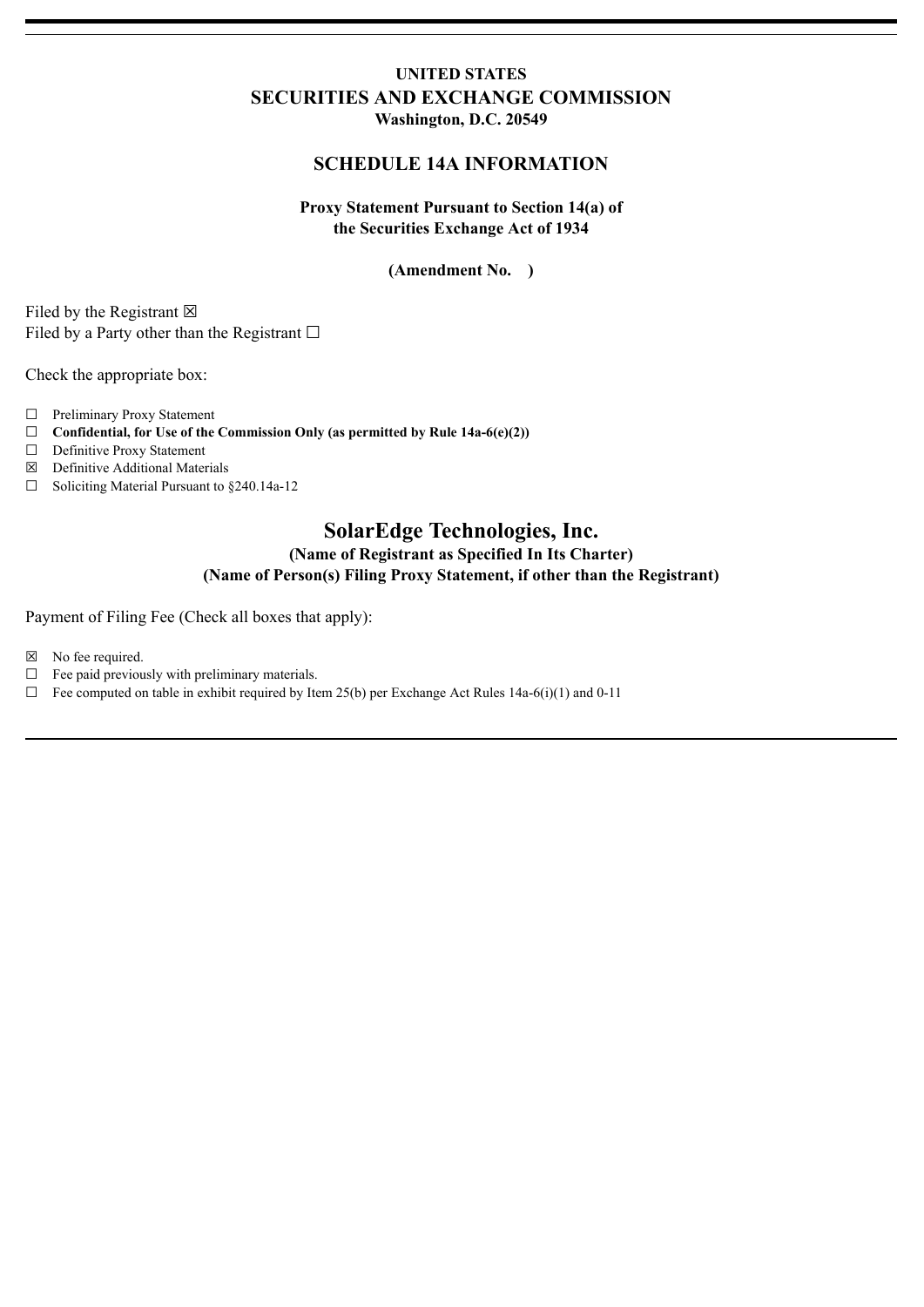**UNITED STATES**
**SECURITIES AND EXCHANGE COMMISSION**
**Washington, D.C. 20549**

## SCHEDULE 14A INFORMATION

**Proxy Statement Pursuant to Section 14(a) of the Securities Exchange Act of 1934**

**(Amendment No. )**

Filed by the Registrant ☒
Filed by a Party other than the Registrant ☐

Check the appropriate box:

☐ Preliminary Proxy Statement
☐ **Confidential, for Use of the Commission Only (as permitted by Rule 14a-6(e)(2))**
☐ Definitive Proxy Statement
☒ Definitive Additional Materials
☐ Soliciting Material Pursuant to §240.14a-12

# SolarEdge Technologies, Inc.

**(Name of Registrant as Specified In Its Charter)**
**(Name of Person(s) Filing Proxy Statement, if other than the Registrant)**

Payment of Filing Fee (Check all boxes that apply):

☒ No fee required.
☐ Fee paid previously with preliminary materials.
☐ Fee computed on table in exhibit required by Item 25(b) per Exchange Act Rules 14a-6(i)(1) and 0-11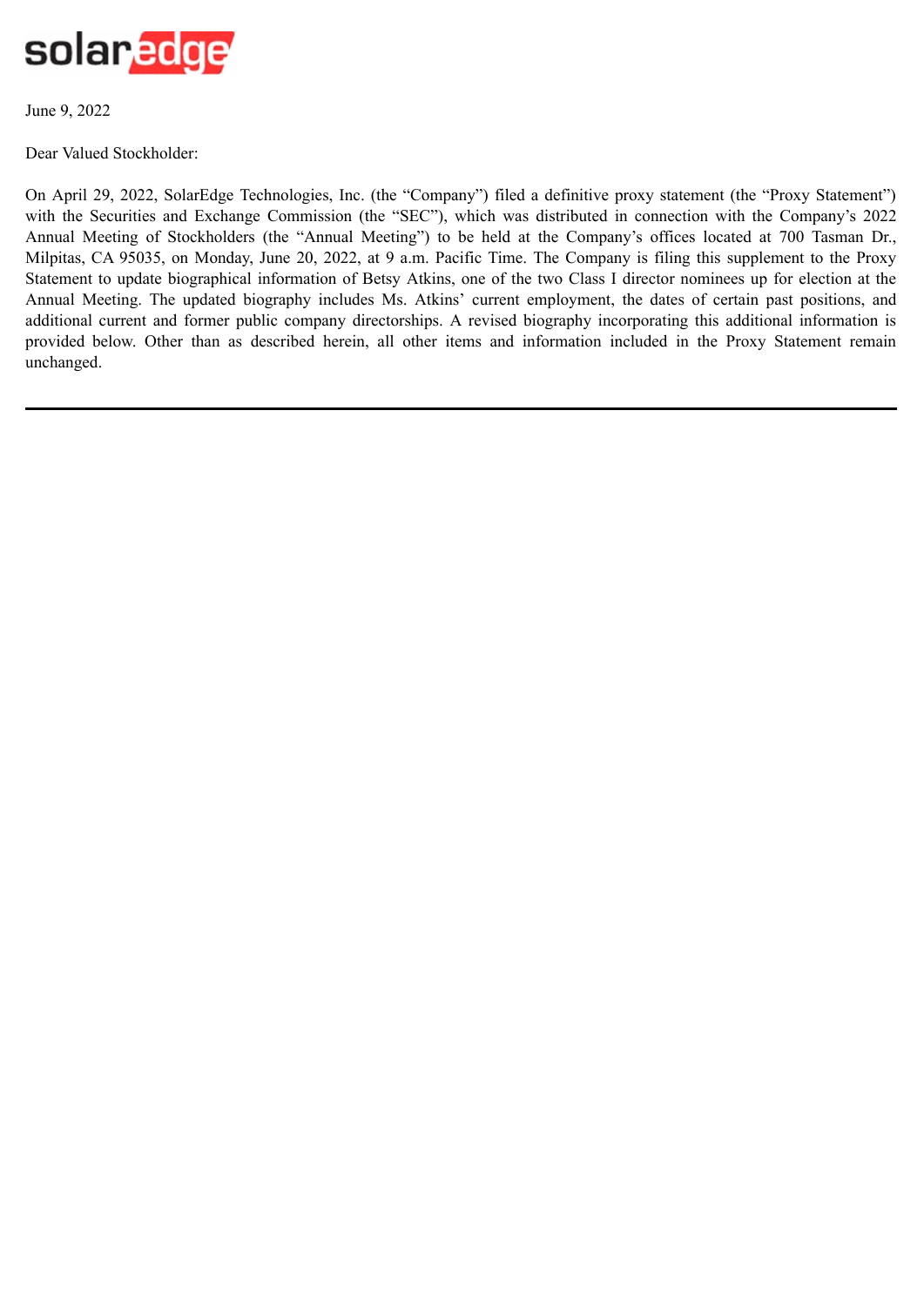solaredge

June 9, 2022

Dear Valued Stockholder:

On April 29, 2022, SolarEdge Technologies, Inc. (the "Company") filed a definitive proxy statement (the "Proxy Statement") with the Securities and Exchange Commission (the "SEC"), which was distributed in connection with the Company's 2022 Annual Meeting of Stockholders (the "Annual Meeting") to be held at the Company's offices located at 700 Tasman Dr., Milpitas, CA 95035, on Monday, June 20, 2022, at 9 a.m. Pacific Time. The Company is filing this supplement to the Proxy Statement to update biographical information of Betsy Atkins, one of the two Class I director nominees up for election at the Annual Meeting. The updated biography includes Ms. Atkins' current employment, the dates of certain past positions, and additional current and former public company directorships. A revised biography incorporating this additional information is provided below. Other than as described herein, all other items and information included in the Proxy Statement remain unchanged.

---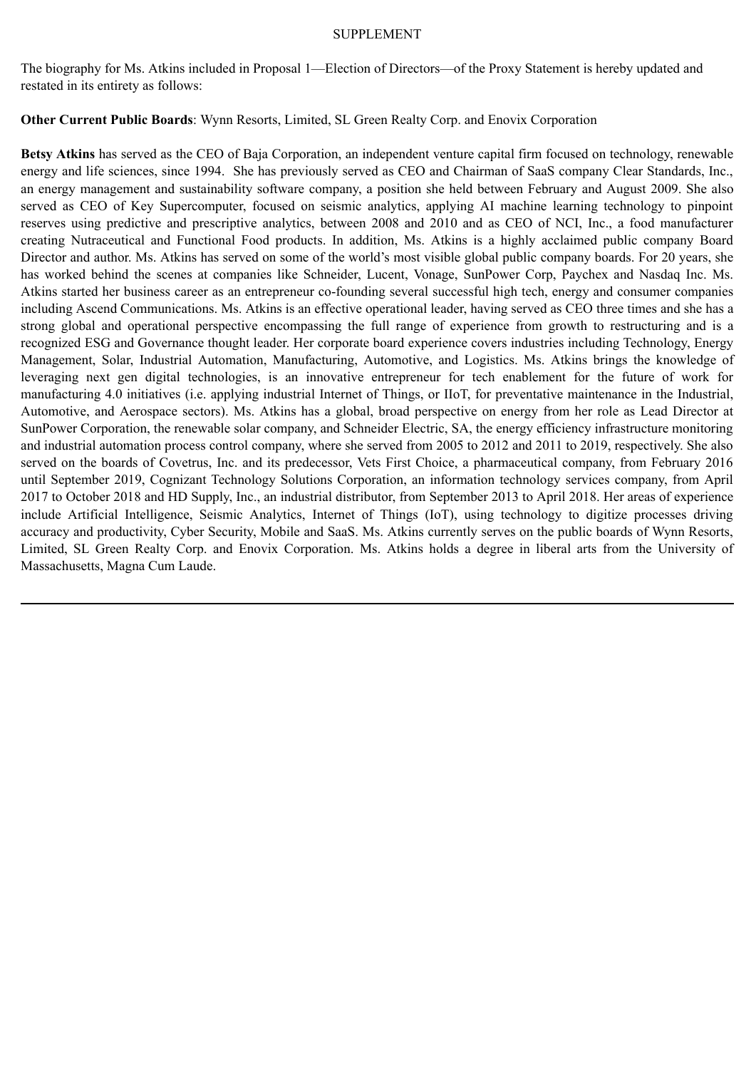# SUPPLEMENT

The biography for Ms. Atkins included in Proposal 1—Election of Directors—of the Proxy Statement is hereby updated and restated in its entirety as follows:

**Other Current Public Boards**: Wynn Resorts, Limited, SL Green Realty Corp. and Enovix Corporation

**Betsy Atkins** has served as the CEO of Baja Corporation, an independent venture capital firm focused on technology, renewable energy and life sciences, since 1994. She has previously served as CEO and Chairman of SaaS company Clear Standards, Inc., an energy management and sustainability software company, a position she held between February and August 2009. She also served as CEO of Key Supercomputer, focused on seismic analytics, applying AI machine learning technology to pinpoint reserves using predictive and prescriptive analytics, between 2008 and 2010 and as CEO of NCI, Inc., a food manufacturer creating Nutraceutical and Functional Food products. In addition, Ms. Atkins is a highly acclaimed public company Board Director and author. Ms. Atkins has served on some of the world's most visible global public company boards. For 20 years, she has worked behind the scenes at companies like Schneider, Lucent, Vonage, SunPower Corp, Paychex and Nasdaq Inc. Ms. Atkins started her business career as an entrepreneur co-founding several successful high tech, energy and consumer companies including Ascend Communications. Ms. Atkins is an effective operational leader, having served as CEO three times and she has a strong global and operational perspective encompassing the full range of experience from growth to restructuring and is a recognized ESG and Governance thought leader. Her corporate board experience covers industries including Technology, Energy Management, Solar, Industrial Automation, Manufacturing, Automotive, and Logistics. Ms. Atkins brings the knowledge of leveraging next gen digital technologies, is an innovative entrepreneur for tech enablement for the future of work for manufacturing 4.0 initiatives (i.e. applying industrial Internet of Things, or IIoT, for preventative maintenance in the Industrial, Automotive, and Aerospace sectors). Ms. Atkins has a global, broad perspective on energy from her role as Lead Director at SunPower Corporation, the renewable solar company, and Schneider Electric, SA, the energy efficiency infrastructure monitoring and industrial automation process control company, where she served from 2005 to 2012 and 2011 to 2019, respectively. She also served on the boards of Covetrus, Inc. and its predecessor, Vets First Choice, a pharmaceutical company, from February 2016 until September 2019, Cognizant Technology Solutions Corporation, an information technology services company, from April 2017 to October 2018 and HD Supply, Inc., an industrial distributor, from September 2013 to April 2018. Her areas of experience include Artificial Intelligence, Seismic Analytics, Internet of Things (IoT), using technology to digitize processes driving accuracy and productivity, Cyber Security, Mobile and SaaS. Ms. Atkins currently serves on the public boards of Wynn Resorts, Limited, SL Green Realty Corp. and Enovix Corporation. Ms. Atkins holds a degree in liberal arts from the University of Massachusetts, Magna Cum Laude.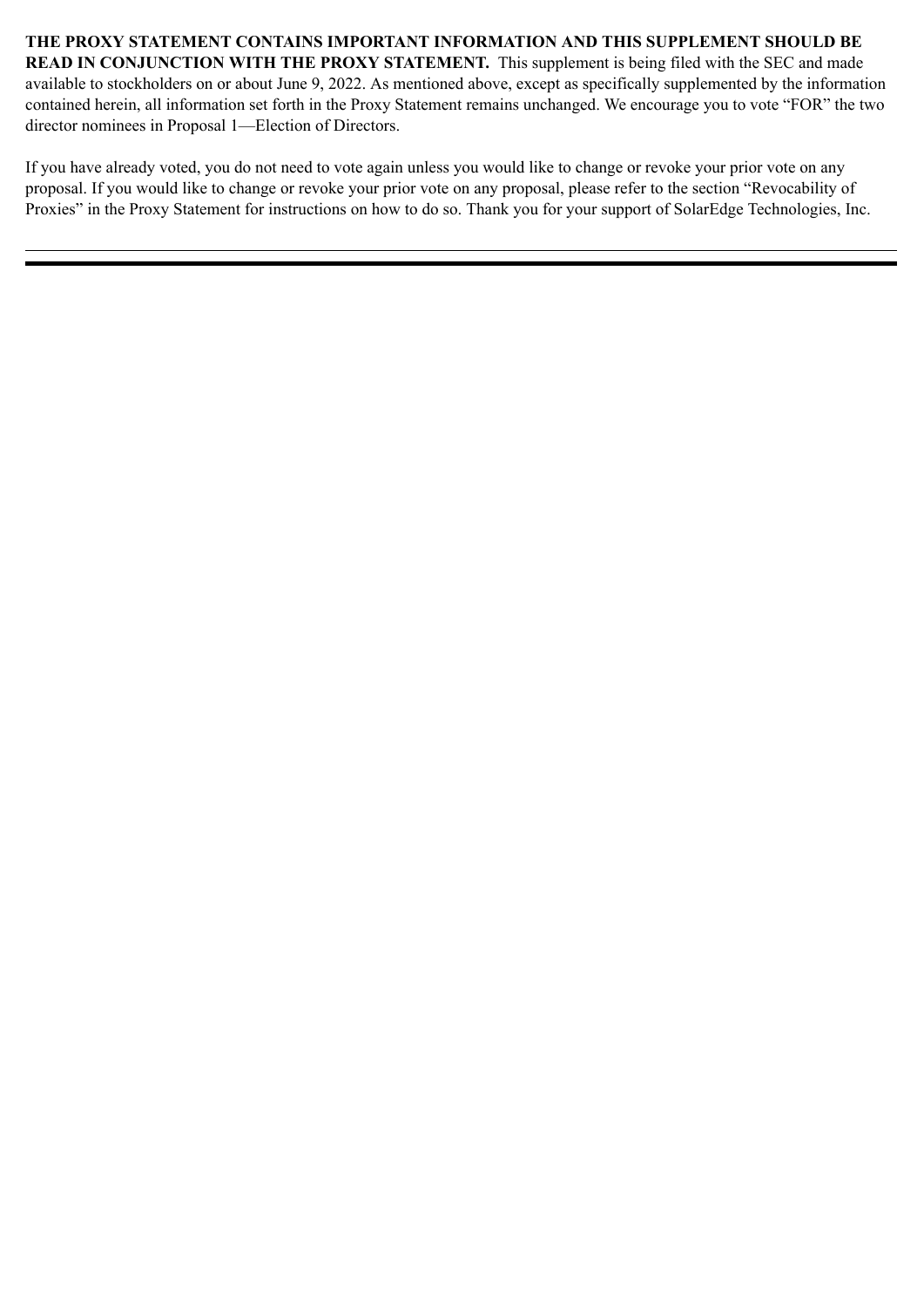**THE PROXY STATEMENT CONTAINS IMPORTANT INFORMATION AND THIS SUPPLEMENT SHOULD BE READ IN CONJUNCTION WITH THE PROXY STATEMENT.** This supplement is being filed with the SEC and made available to stockholders on or about June 9, 2022. As mentioned above, except as specifically supplemented by the information contained herein, all information set forth in the Proxy Statement remains unchanged. We encourage you to vote "FOR" the two director nominees in Proposal 1—Election of Directors.

If you have already voted, you do not need to vote again unless you would like to change or revoke your prior vote on any proposal. If you would like to change or revoke your prior vote on any proposal, please refer to the section "Revocability of Proxies" in the Proxy Statement for instructions on how to do so. Thank you for your support of SolarEdge Technologies, Inc.